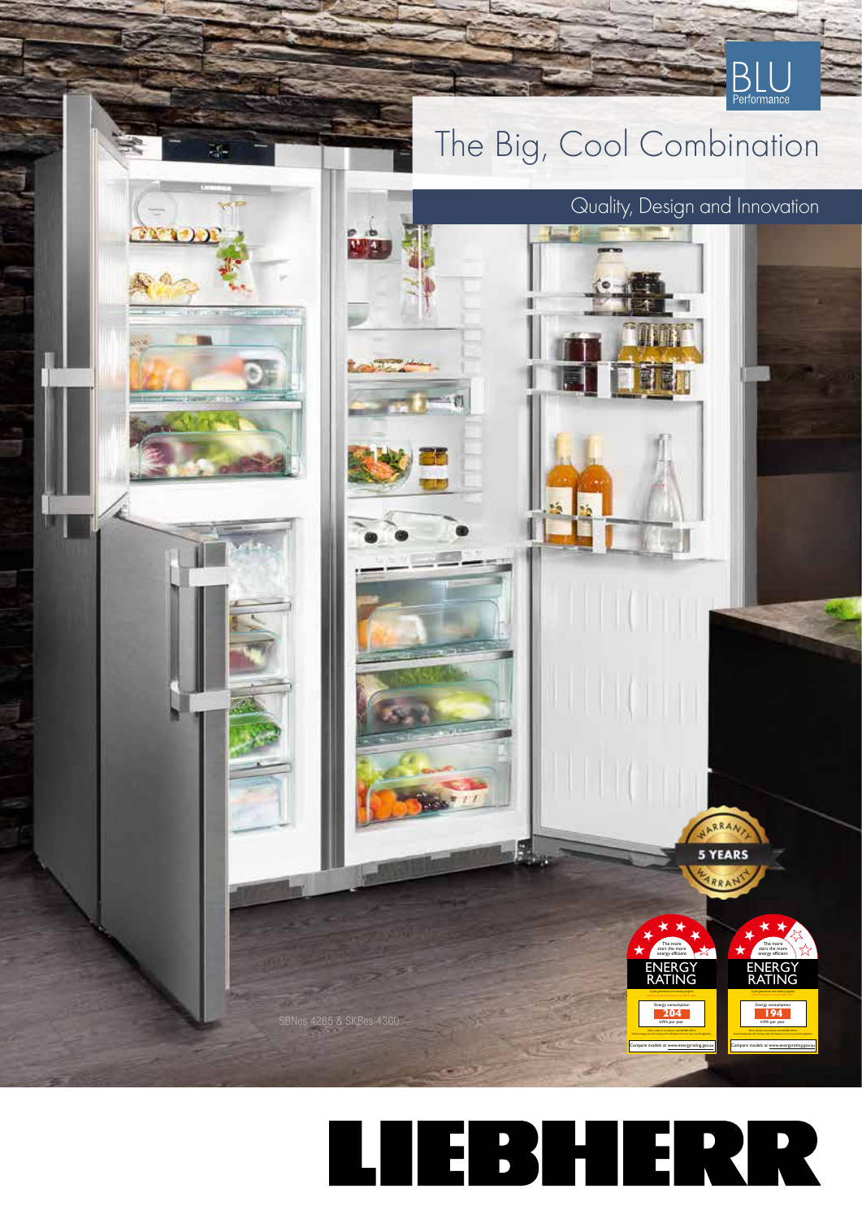BLU Performance

# The Big, Cool Combination

## Quality, Design and Innovation

5 YEARS WARRANTY

SBNes 4265 & SKBes 4360

ENERGY RATING

Energy consumption 204 kWh per year

Compare models at www.energyrating.gov.au

ENERGY RATING

Energy consumption 194 kWh per year

Compare models at www.energyrating.gov.au

LIEBHERR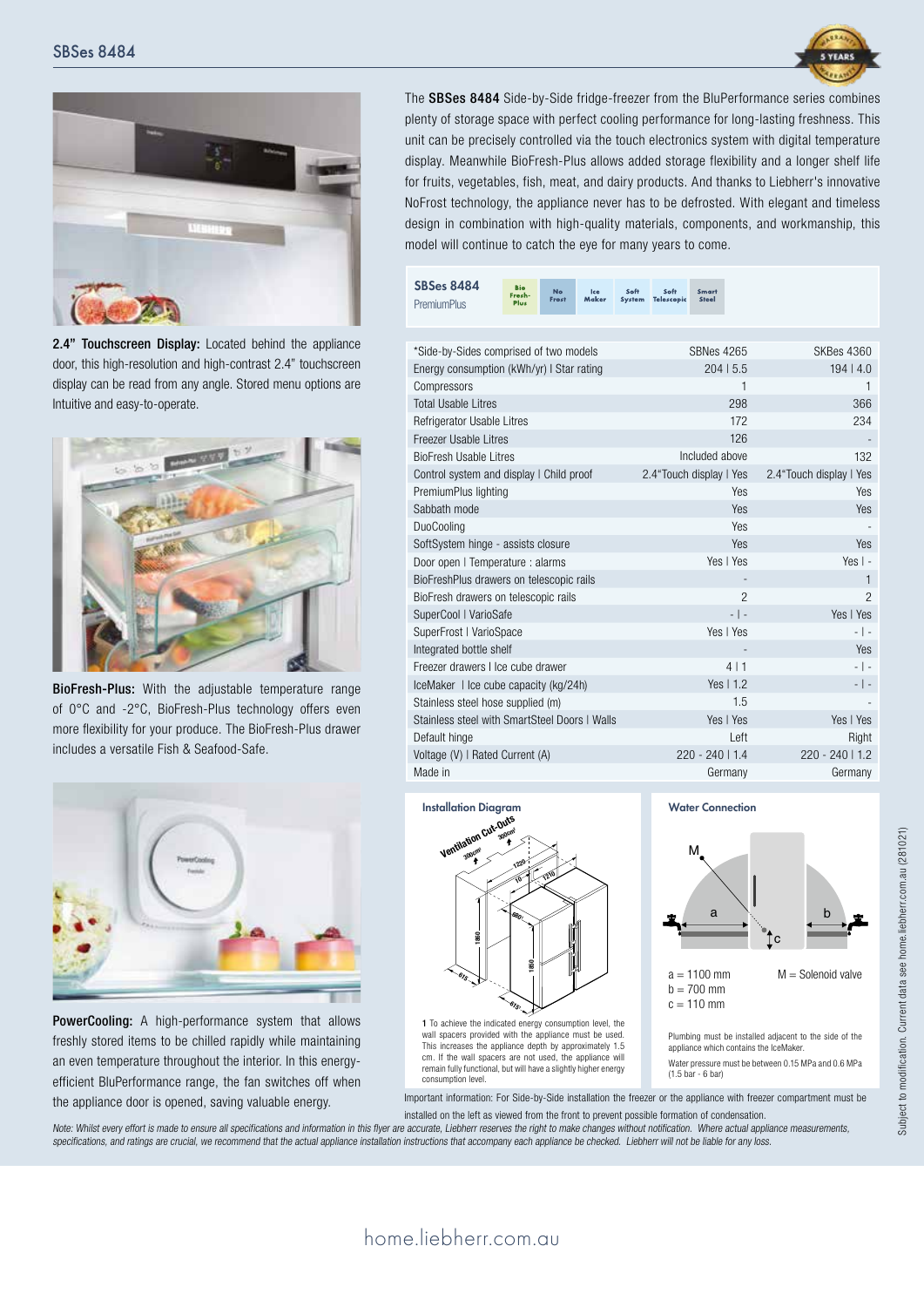## SBSes 8484

**2.4" Touchscreen Display:** Located behind the appliance door, this high-resolution and high-contrast 2.4" touchscreen display can be read from any angle. Stored menu options are Intuitive and easy-to-operate.

**BioFresh-Plus:** With the adjustable temperature range of 0°C and -2°C, BioFresh-Plus technology offers even more flexibility for your produce. The BioFresh-Plus drawer includes a versatile Fish & Seafood-Safe.

**PowerCooling:** A high-performance system that allows freshly stored items to be chilled rapidly while maintaining an even temperature throughout the interior. In this energy-efficient BluPerformance range, the fan switches off when the appliance door is opened, saving valuable energy.

The **SBSes 8484** Side-by-Side fridge-freezer from the BluPerformance series combines plenty of storage space with perfect cooling performance for long-lasting freshness. This unit can be precisely controlled via the touch electronics system with digital temperature display. Meanwhile BioFresh-Plus allows added storage flexibility and a longer shelf life for fruits, vegetables, fish, meat, and dairy products. And thanks to Liebherr's innovative NoFrost technology, the appliance never has to be defrosted. With elegant and timeless design in combination with high-quality materials, components, and workmanship, this model will continue to catch the eye for many years to come.

**SBSes 8484**
PremiumPlus

Bio Fresh-Plus | No Frost | Ice Maker | Soft System | Soft Telescopic | Smart Steel

| *Side-by-Sides comprised of two models | SBNes 4265 | SKBes 4360 |
|---|---|---|
| Energy consumption (kWh/yr) I Star rating | 204 I 5.5 | 194 I 4.0 |
| Compressors | 1 | 1 |
| Total Usable Litres | 298 | 366 |
| Refrigerator Usable Litres | 172 | 234 |
| Freezer Usable Litres | 126 | - |
| BioFresh Usable Litres | Included above | 132 |
| Control system and display I Child proof | 2.4"Touch display I Yes | 2.4"Touch display I Yes |
| PremiumPlus lighting | Yes | Yes |
| Sabbath mode | Yes | Yes |
| DuoCooling | Yes | - |
| SoftSystem hinge - assists closure | Yes | Yes |
| Door open I Temperature : alarms | Yes I Yes | Yes I - |
| BioFreshPlus drawers on telescopic rails | - | 1 |
| BioFresh drawers on telescopic rails | 2 | 2 |
| SuperCool I VarioSafe | - I - | Yes I Yes |
| SuperFrost I VarioSpace | Yes I Yes | - I - |
| Integrated bottle shelf | - | Yes |
| Freezer drawers I Ice cube drawer | 4 I 1 | - I - |
| IceMaker I Ice cube capacity (kg/24h) | Yes I 1.2 | - I - |
| Stainless steel hose supplied (m) | 1.5 | - |
| Stainless steel with SmartSteel Doors I Walls | Yes I Yes | Yes I Yes |
| Default hinge | Left | Right |
| Voltage (V) I Rated Current (A) | 220 - 240 I 1.4 | 220 - 240 I 1.2 |
| Made in | Germany | Germany |

### Installation Diagram

Ventilation Cut-Outs
300cm²
300cm²
1220
1210
10
680
1850
1850
615
615

1 To achieve the indicated energy consumption level, the wall spacers provided with the appliance must be used. This increases the appliance depth by approximately 1.5 cm. If the wall spacers are not used, the appliance will remain fully functional, but will have a slightly higher energy consumption level.

### Water Connection

M
a
b
c

a = 1100 mm
b = 700 mm
c = 110 mm

M = Solenoid valve

Plumbing must be installed adjacent to the side of the appliance which contains the IceMaker.

Water pressure must be between 0.15 MPa and 0.6 MPa (1.5 bar - 6 bar)

Important information: For Side-by-Side installation the freezer or the appliance with freezer compartment must be installed on the left as viewed from the front to prevent possible formation of condensation.

*Note: Whilst every effort is made to ensure all specifications and information in this flyer are accurate, Liebherr reserves the right to make changes without notification. Where actual appliance measurements, specifications, and ratings are crucial, we recommend that the actual appliance installation instructions that accompany each appliance be checked. Liebherr will not be liable for any loss.*

Subject to modification. Current data see home.liebherr.com.au (281021)

home.liebherr.com.au